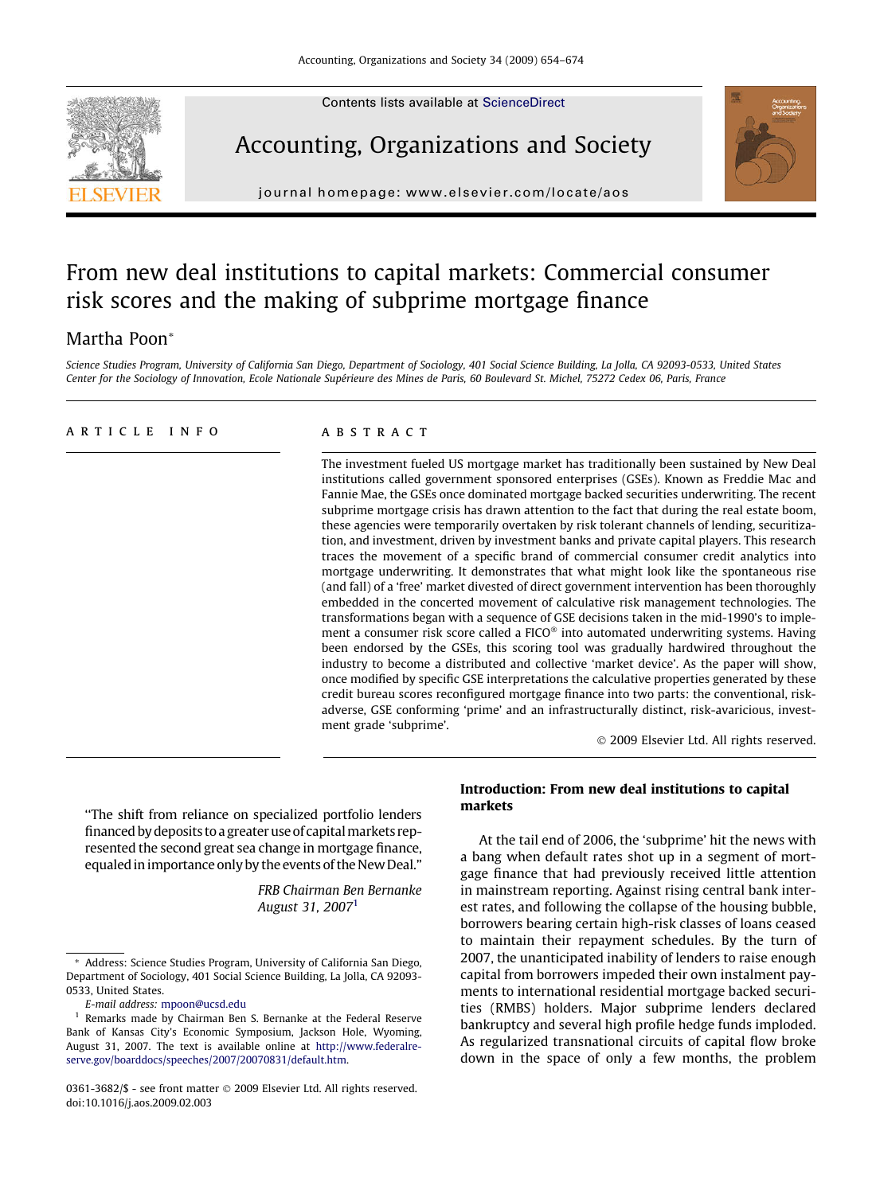# From new deal institutions to capital markets: Commercial consumer risk scores and the making of subprime mortgage finance

Martha Poon*

*Science Studies Program, University of California San Diego, Department of Sociology, 401 Social Science Building, La Jolla, CA 92093-0533, United States*
*Center for the Sociology of Innovation, Ecole Nationale Supérieure des Mines de Paris, 60 Boulevard St. Michel, 75272 Cedex 06, Paris, France*

ARTICLE INFO

## ABSTRACT

The investment fueled US mortgage market has traditionally been sustained by New Deal institutions called government sponsored enterprises (GSEs). Known as Freddie Mac and Fannie Mae, the GSEs once dominated mortgage backed securities underwriting. The recent subprime mortgage crisis has drawn attention to the fact that during the real estate boom, these agencies were temporarily overtaken by risk tolerant channels of lending, securitization, and investment, driven by investment banks and private capital players. This research traces the movement of a specific brand of commercial consumer credit analytics into mortgage underwriting. It demonstrates that what might look like the spontaneous rise (and fall) of a 'free' market divested of direct government intervention has been thoroughly embedded in the concerted movement of calculative risk management technologies. The transformations began with a sequence of GSE decisions taken in the mid-1990's to implement a consumer risk score called a FICO® into automated underwriting systems. Having been endorsed by the GSEs, this scoring tool was gradually hardwired throughout the industry to become a distributed and collective 'market device'. As the paper will show, once modified by specific GSE interpretations the calculative properties generated by these credit bureau scores reconfigured mortgage finance into two parts: the conventional, risk-adverse, GSE conforming 'prime' and an infrastructurally distinct, risk-avaricious, investment grade 'subprime'.

© 2009 Elsevier Ltd. All rights reserved.

> "The shift from reliance on specialized portfolio lenders financed by deposits to a greater use of capital markets represented the second great sea change in mortgage finance, equaled in importance only by the events of the New Deal."
>
> *FRB Chairman Ben Bernanke*
> *August 31, 2007*[1]

## Introduction: From new deal institutions to capital markets

At the tail end of 2006, the 'subprime' hit the news with a bang when default rates shot up in a segment of mortgage finance that had previously received little attention in mainstream reporting. Against rising central bank interest rates, and following the collapse of the housing bubble, borrowers bearing certain high-risk classes of loans ceased to maintain their repayment schedules. By the turn of 2007, the unanticipated inability of lenders to raise enough capital from borrowers impeded their own instalment payments to international residential mortgage backed securities (RMBS) holders. Major subprime lenders declared bankruptcy and several high profile hedge funds imploded. As regularized transnational circuits of capital flow broke down in the space of only a few months, the problem

---

\* Address: Science Studies Program, University of California San Diego, Department of Sociology, 401 Social Science Building, La Jolla, CA 92093-0533, United States.

*E-mail address:* mpoon@ucsd.edu

[1] Remarks made by Chairman Ben S. Bernanke at the Federal Reserve Bank of Kansas City's Economic Symposium, Jackson Hole, Wyoming, August 31, 2007. The text is available online at http://www.federalreserve.gov/boarddocs/speeches/2007/20070831/default.htm.

0361-3682/$ - see front matter © 2009 Elsevier Ltd. All rights reserved.
doi:10.1016/j.aos.2009.02.003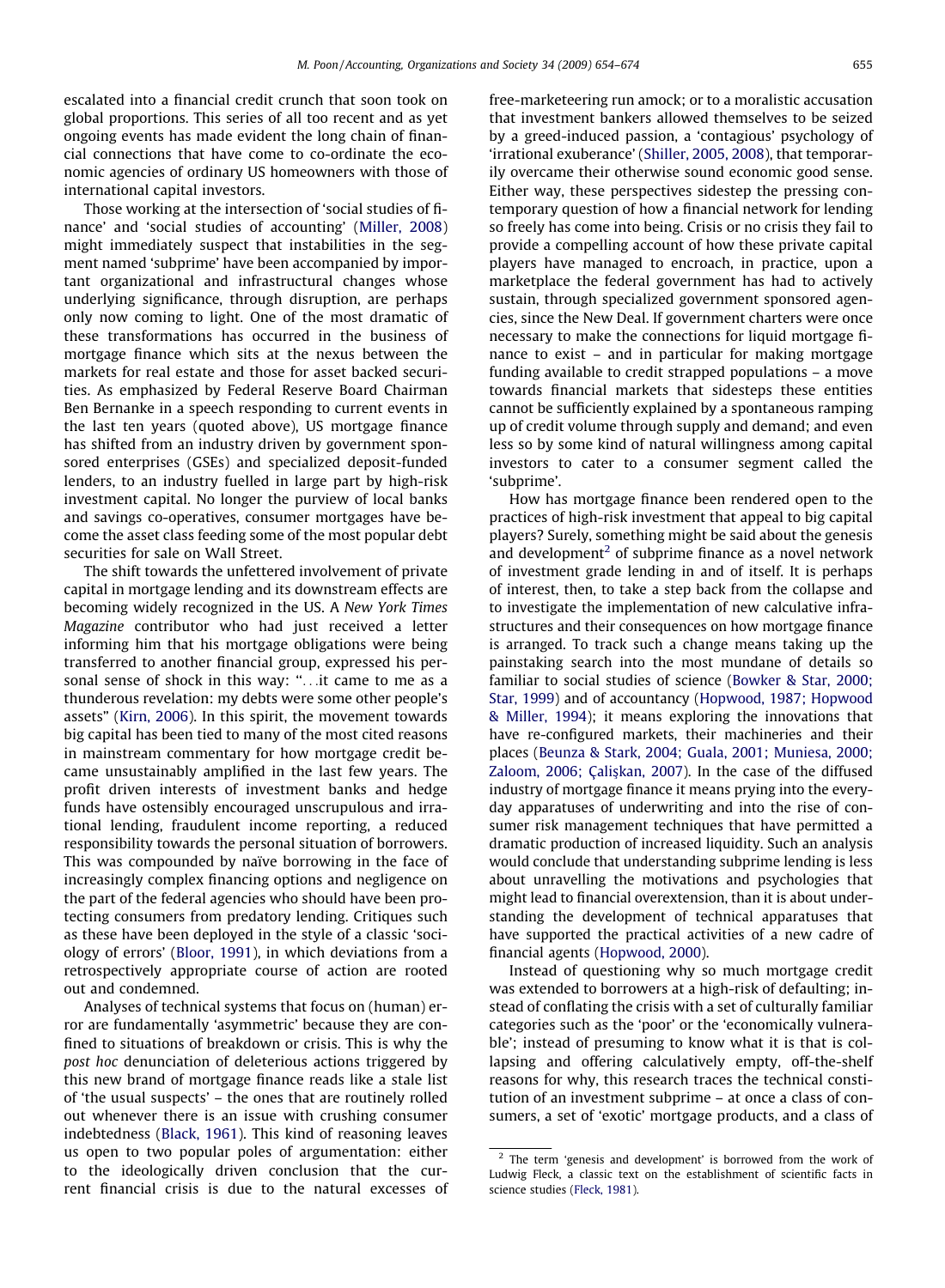escalated into a financial credit crunch that soon took on global proportions. This series of all too recent and as yet ongoing events has made evident the long chain of financial connections that have come to co-ordinate the economic agencies of ordinary US homeowners with those of international capital investors.

Those working at the intersection of 'social studies of finance' and 'social studies of accounting' (Miller, 2008) might immediately suspect that instabilities in the segment named 'subprime' have been accompanied by important organizational and infrastructural changes whose underlying significance, through disruption, are perhaps only now coming to light. One of the most dramatic of these transformations has occurred in the business of mortgage finance which sits at the nexus between the markets for real estate and those for asset backed securities. As emphasized by Federal Reserve Board Chairman Ben Bernanke in a speech responding to current events in the last ten years (quoted above), US mortgage finance has shifted from an industry driven by government sponsored enterprises (GSEs) and specialized deposit-funded lenders, to an industry fuelled in large part by high-risk investment capital. No longer the purview of local banks and savings co-operatives, consumer mortgages have become the asset class feeding some of the most popular debt securities for sale on Wall Street.

The shift towards the unfettered involvement of private capital in mortgage lending and its downstream effects are becoming widely recognized in the US. A *New York Times Magazine* contributor who had just received a letter informing him that his mortgage obligations were being transferred to another financial group, expressed his personal sense of shock in this way: "...it came to me as a thunderous revelation: my debts were some other people's assets" (Kirn, 2006). In this spirit, the movement towards big capital has been tied to many of the most cited reasons in mainstream commentary for how mortgage credit became unsustainably amplified in the last few years. The profit driven interests of investment banks and hedge funds have ostensibly encouraged unscrupulous and irrational lending, fraudulent income reporting, a reduced responsibility towards the personal situation of borrowers. This was compounded by naïve borrowing in the face of increasingly complex financing options and negligence on the part of the federal agencies who should have been protecting consumers from predatory lending. Critiques such as these have been deployed in the style of a classic 'sociology of errors' (Bloor, 1991), in which deviations from a retrospectively appropriate course of action are rooted out and condemned.

Analyses of technical systems that focus on (human) error are fundamentally 'asymmetric' because they are confined to situations of breakdown or crisis. This is why the *post hoc* denunciation of deleterious actions triggered by this new brand of mortgage finance reads like a stale list of 'the usual suspects' – the ones that are routinely rolled out whenever there is an issue with crushing consumer indebtedness (Black, 1961). This kind of reasoning leaves us open to two popular poles of argumentation: either to the ideologically driven conclusion that the current financial crisis is due to the natural excesses of free-marketeering run amock; or to a moralistic accusation that investment bankers allowed themselves to be seized by a greed-induced passion, a 'contagious' psychology of 'irrational exuberance' (Shiller, 2005, 2008), that temporarily overcame their otherwise sound economic good sense. Either way, these perspectives sidestep the pressing contemporary question of how a financial network for lending so freely has come into being. Crisis or no crisis they fail to provide a compelling account of how these private capital players have managed to encroach, in practice, upon a marketplace the federal government has had to actively sustain, through specialized government sponsored agencies, since the New Deal. If government charters were once necessary to make the connections for liquid mortgage finance to exist – and in particular for making mortgage funding available to credit strapped populations – a move towards financial markets that sidesteps these entities cannot be sufficiently explained by a spontaneous ramping up of credit volume through supply and demand; and even less so by some kind of natural willingness among capital investors to cater to a consumer segment called the 'subprime'.

How has mortgage finance been rendered open to the practices of high-risk investment that appeal to big capital players? Surely, something might be said about the genesis and development[2] of subprime finance as a novel network of investment grade lending in and of itself. It is perhaps of interest, then, to take a step back from the collapse and to investigate the implementation of new calculative infrastructures and their consequences on how mortgage finance is arranged. To track such a change means taking up the painstaking search into the most mundane of details so familiar to social studies of science (Bowker & Star, 2000; Star, 1999) and of accountancy (Hopwood, 1987; Hopwood & Miller, 1994); it means exploring the innovations that have re-configured markets, their machineries and their places (Beunza & Stark, 2004; Guala, 2001; Muniesa, 2000; Zaloom, 2006; Çalişkan, 2007). In the case of the diffused industry of mortgage finance it means prying into the everyday apparatuses of underwriting and into the rise of consumer risk management techniques that have permitted a dramatic production of increased liquidity. Such an analysis would conclude that understanding subprime lending is less about unravelling the motivations and psychologies that might lead to financial overextension, than it is about understanding the development of technical apparatuses that have supported the practical activities of a new cadre of financial agents (Hopwood, 2000).

Instead of questioning why so much mortgage credit was extended to borrowers at a high-risk of defaulting; instead of conflating the crisis with a set of culturally familiar categories such as the 'poor' or the 'economically vulnerable'; instead of presuming to know what it is that is collapsing and offering calculatively empty, off-the-shelf reasons for why, this research traces the technical constitution of an investment subprime – at once a class of consumers, a set of 'exotic' mortgage products, and a class of

[2] The term 'genesis and development' is borrowed from the work of Ludwig Fleck, a classic text on the establishment of scientific facts in science studies (Fleck, 1981).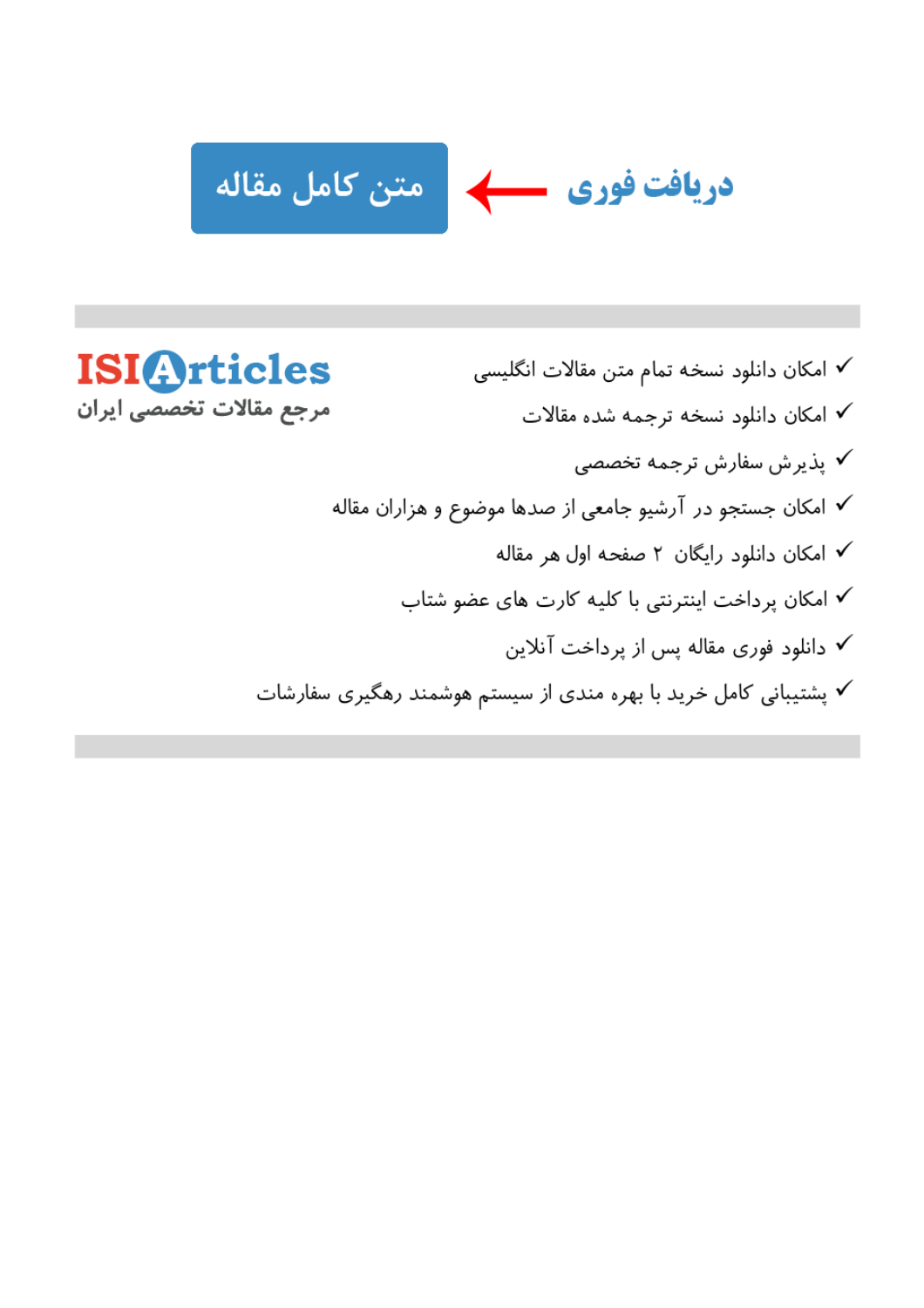دریافت فوری ← متن کامل مقاله

**ISIArticles**
مرجع مقالات تخصصی ایران

- ✓ امکان دانلود نسخه تمام متن مقالات انگلیسی
- ✓ امکان دانلود نسخه ترجمه شده مقالات
- ✓ پذیرش سفارش ترجمه تخصصی
- ✓ امکان جستجو در آرشیو جامعی از صدها موضوع و هزاران مقاله
- ✓ امکان دانلود رایگان ۲ صفحه اول هر مقاله
- ✓ امکان پرداخت اینترنتی با کلیه کارت های عضو شتاب
- ✓ دانلود فوری مقاله پس از پرداخت آنلاین
- ✓ پشتیبانی کامل خرید با بهره مندی از سیستم هوشمند رهگیری سفارشات